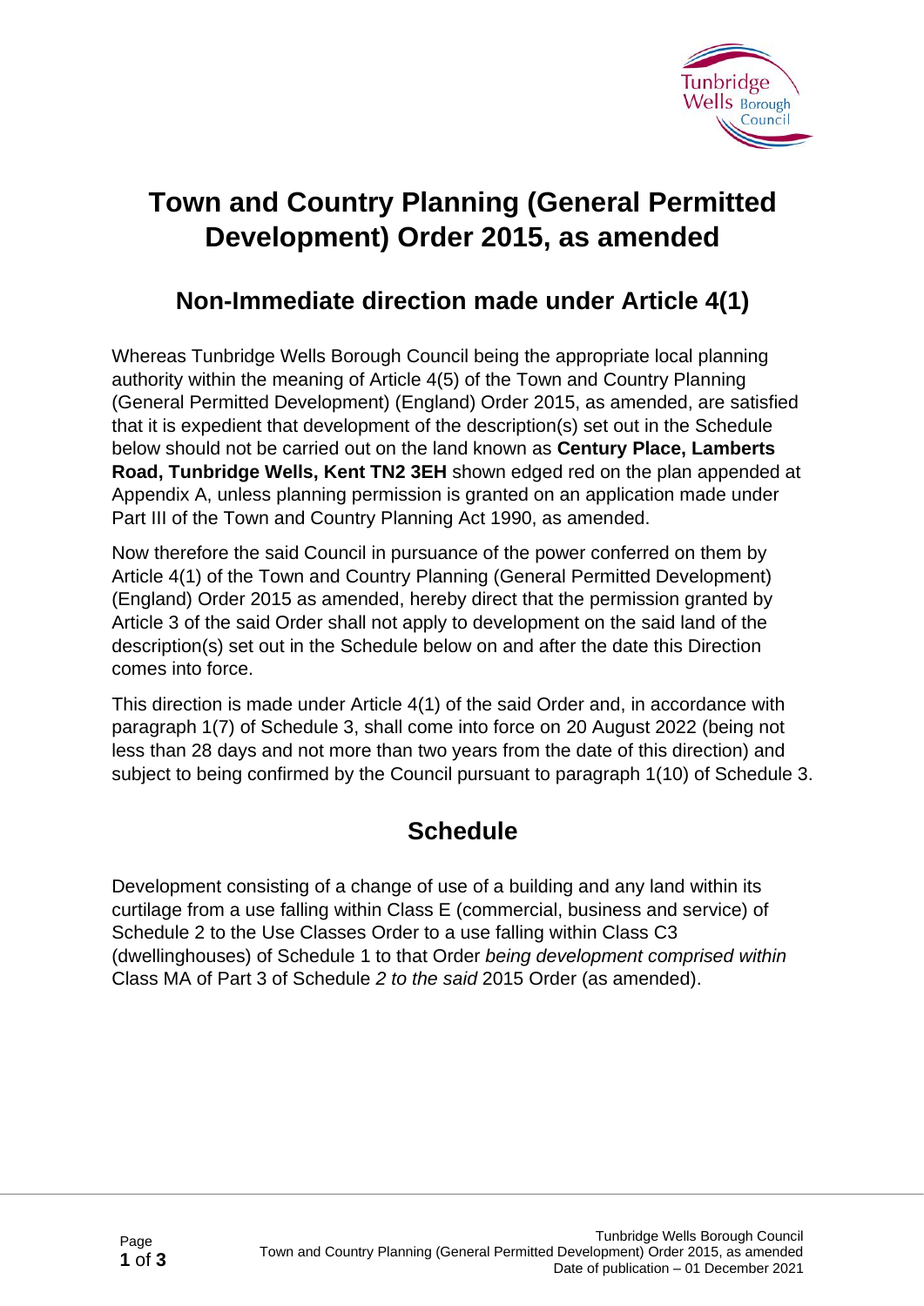# Town and Country Planning (General Permitted Development) Order 2015, as amended

## Non-Immediate direction made under Article 4(1)

Whereas Tunbridge Wells Borough Council being the appropriate local planning authority within the meaning of Article 4(5) of the Town and Country Planning (General Permitted Development) (England) Order 2015, as amended, are satisfied that it is expedient that development of the description(s) set out in the Schedule below should not be carried out on the land known as **Century Place, Lamberts Road, Tunbridge Wells, Kent TN2 3EH** shown edged red on the plan appended at Appendix A, unless planning permission is granted on an application made under Part III of the Town and Country Planning Act 1990, as amended.

Now therefore the said Council in pursuance of the power conferred on them by Article 4(1) of the Town and Country Planning (General Permitted Development) (England) Order 2015 as amended, hereby direct that the permission granted by Article 3 of the said Order shall not apply to development on the said land of the description(s) set out in the Schedule below on and after the date this Direction comes into force.

This direction is made under Article 4(1) of the said Order and, in accordance with paragraph 1(7) of Schedule 3, shall come into force on 20 August 2022 (being not less than 28 days and not more than two years from the date of this direction) and subject to being confirmed by the Council pursuant to paragraph 1(10) of Schedule 3.

## Schedule

Development consisting of a change of use of a building and any land within its curtilage from a use falling within Class E (commercial, business and service) of Schedule 2 to the Use Classes Order to a use falling within Class C3 (dwellinghouses) of Schedule 1 to that Order *being development comprised within* Class MA of Part 3 of Schedule *2 to the said* 2015 Order (as amended).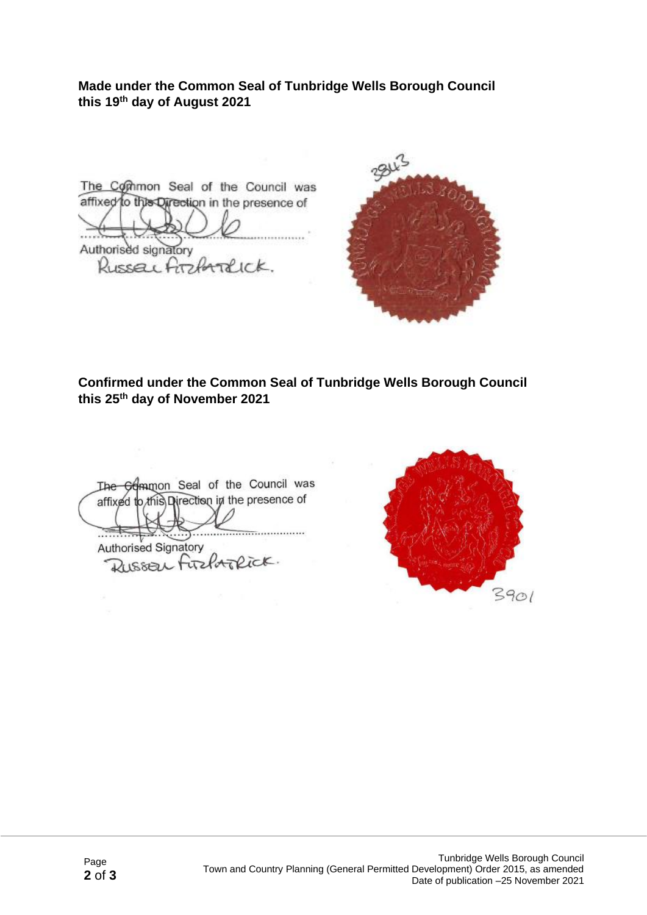**Made under the Common Seal of Tunbridge Wells Borough Council this 19th day of August 2021**

The Common Seal of the Council was affixed to this Direction in the presence of

..........................................

Authorised signatory

Russell Fitzpatrick.

3843

**Confirmed under the Common Seal of Tunbridge Wells Borough Council this 25th day of November 2021**

The Common Seal of the Council was affixed to this Direction in the presence of

..........................................

Authorised Signatory

Russell Fitzpatrick.

3901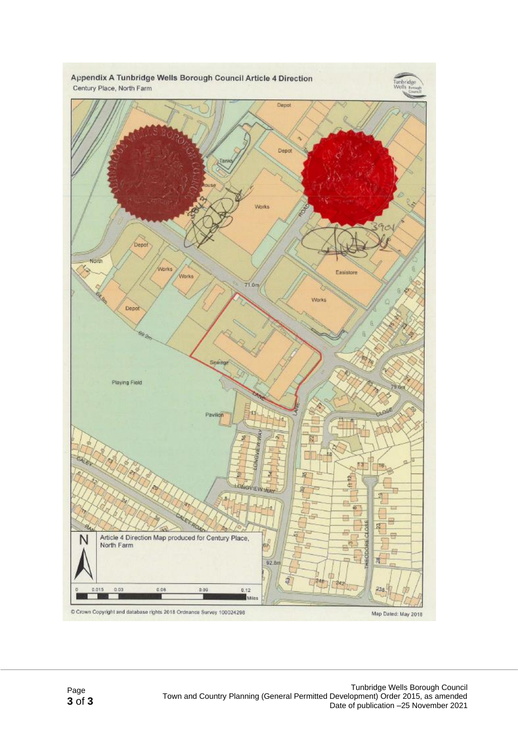## Appendix A Tunbridge Wells Borough Council Article 4 Direction

Century Place, North Farm

Article 4 Direction Map produced for Century Place, North Farm

© Crown Copyright and database rights 2018 Ordnance Survey 100024298

Map Dated: May 2018

Tunbridge Wells Borough Council
Town and Country Planning (General Permitted Development) Order 2015, as amended
Date of publication –25 November 2021